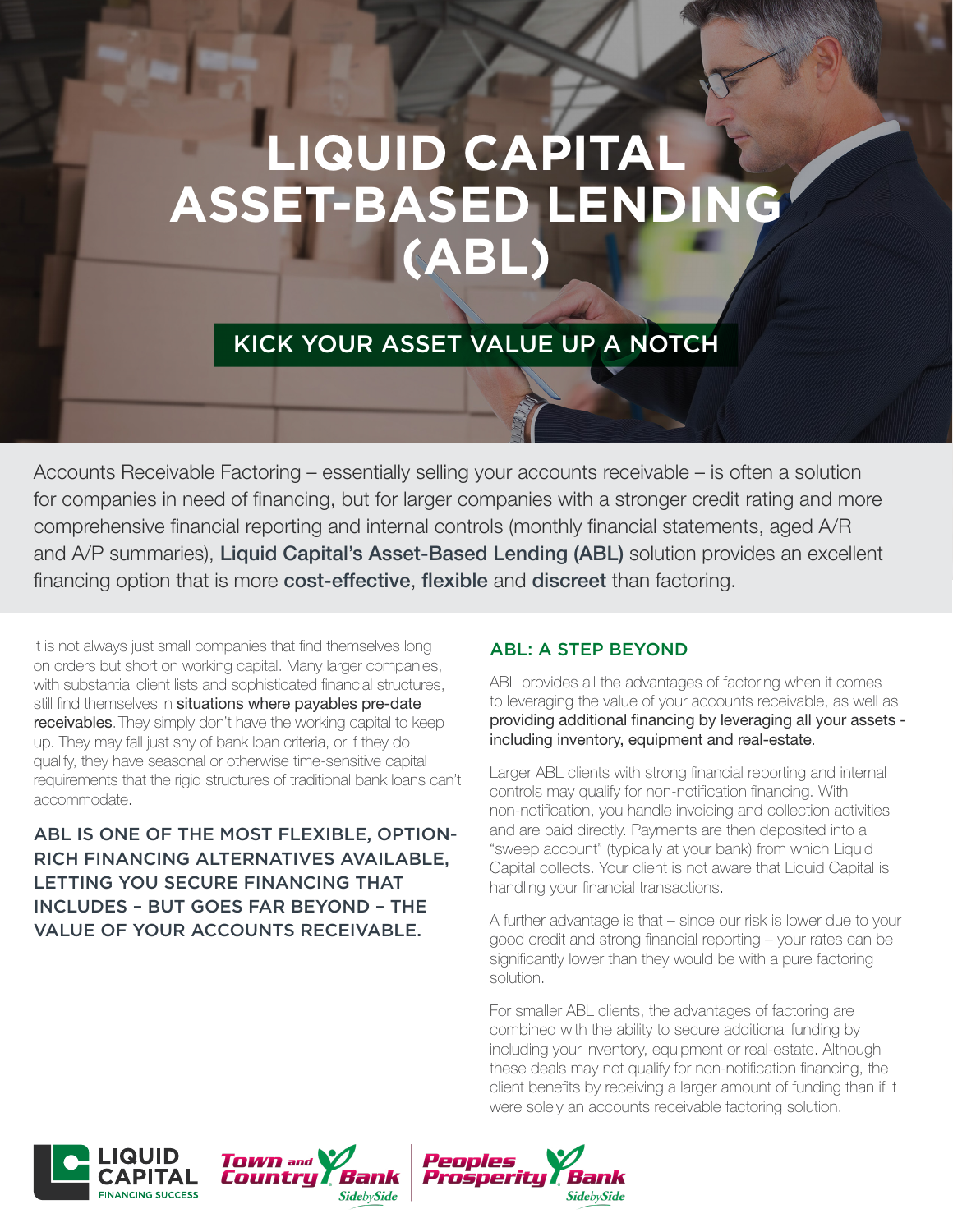# LIQUID CAPITAL ASSET-BASED LENDING (ABL)

## KICK YOUR ASSET VALUE UP A NOTCH

Accounts Receivable Factoring – essentially selling your accounts receivable – is often a solution for companies in need of financing, but for larger companies with a stronger credit rating and more comprehensive financial reporting and internal controls (monthly financial statements, aged A/R and A/P summaries), **Liquid Capital's Asset-Based Lending (ABL)** solution provides an excellent financing option that is more **cost-effective**, **flexible** and **discreet** than factoring.

It is not always just small companies that find themselves long on orders but short on working capital. Many larger companies, with substantial client lists and sophisticated financial structures, still find themselves in **situations where payables pre-date receivables**. They simply don't have the working capital to keep up. They may fall just shy of bank loan criteria, or if they do qualify, they have seasonal or otherwise time-sensitive capital requirements that the rigid structures of traditional bank loans can't accommodate.

**ABL IS ONE OF THE MOST FLEXIBLE, OPTION-RICH FINANCING ALTERNATIVES AVAILABLE, LETTING YOU SECURE FINANCING THAT INCLUDES – BUT GOES FAR BEYOND – THE VALUE OF YOUR ACCOUNTS RECEIVABLE.**

### ABL: A STEP BEYOND

ABL provides all the advantages of factoring when it comes to leveraging the value of your accounts receivable, as well as **providing additional financing by leveraging all your assets - including inventory, equipment and real-estate**.

Larger ABL clients with strong financial reporting and internal controls may qualify for non-notification financing. With non-notification, you handle invoicing and collection activities and are paid directly. Payments are then deposited into a "sweep account" (typically at your bank) from which Liquid Capital collects. Your client is not aware that Liquid Capital is handling your financial transactions.

A further advantage is that – since our risk is lower due to your good credit and strong financial reporting – your rates can be significantly lower than they would be with a pure factoring solution.

For smaller ABL clients, the advantages of factoring are combined with the ability to secure additional funding by including your inventory, equipment or real-estate. Although these deals may not qualify for non-notification financing, the client benefits by receiving a larger amount of funding than if it were solely an accounts receivable factoring solution.

LIQUID CAPITAL FINANCING SUCCESS | Town and Country Bank SidebySide | Peoples Prosperity Bank SidebySide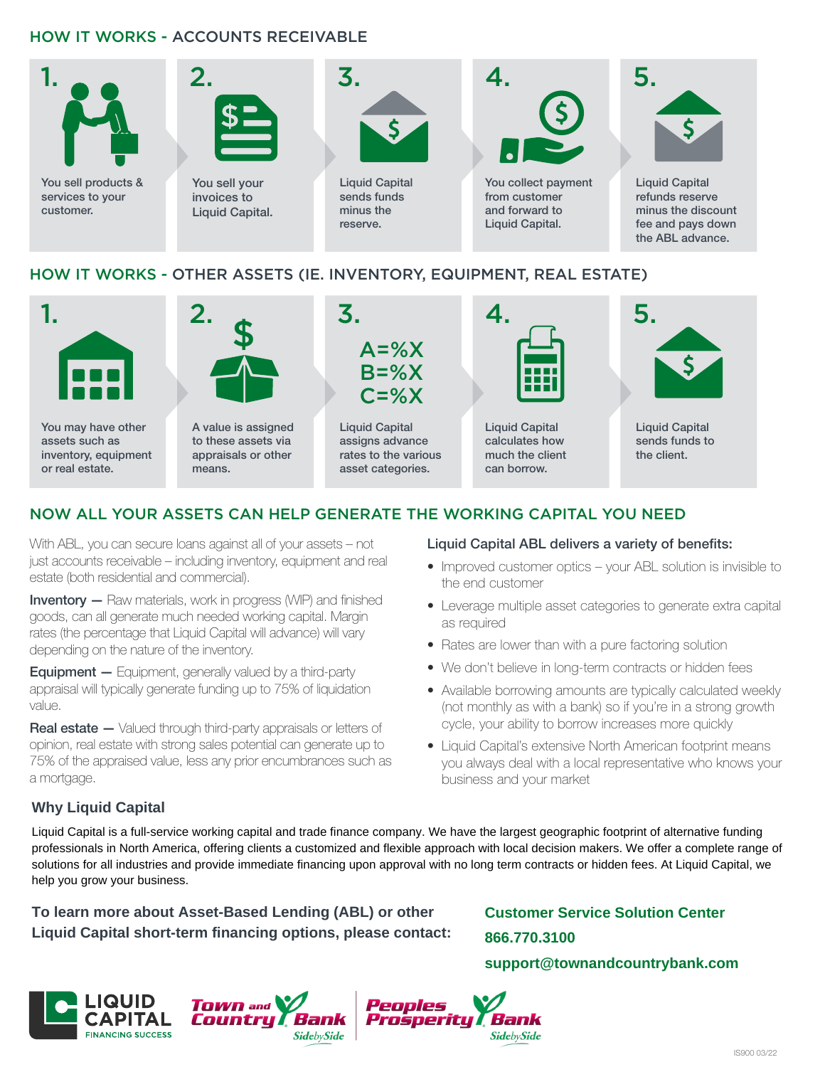## HOW IT WORKS - ACCOUNTS RECEIVABLE

**1.** You sell products & services to your customer.

**2.** You sell your invoices to Liquid Capital.

**3.** Liquid Capital sends funds minus the reserve.

**4.** You collect payment from customer and forward to Liquid Capital.

**5.** Liquid Capital refunds reserve minus the discount fee and pays down the ABL advance.

## HOW IT WORKS - OTHER ASSETS (IE. INVENTORY, EQUIPMENT, REAL ESTATE)

**1.** You may have other assets such as inventory, equipment or real estate.

**2.** A value is assigned to these assets via appraisals or other means.

**3.** A=%X B=%X C=%X — Liquid Capital assigns advance rates to the various asset categories.

**4.** Liquid Capital calculates how much the client can borrow.

**5.** Liquid Capital sends funds to the client.

## NOW ALL YOUR ASSETS CAN HELP GENERATE THE WORKING CAPITAL YOU NEED

With ABL, you can secure loans against all of your assets – not just accounts receivable – including inventory, equipment and real estate (both residential and commercial).

**Inventory —** Raw materials, work in progress (WIP) and finished goods, can all generate much needed working capital. Margin rates (the percentage that Liquid Capital will advance) will vary depending on the nature of the inventory.

**Equipment —** Equipment, generally valued by a third-party appraisal will typically generate funding up to 75% of liquidation value.

**Real estate —** Valued through third-party appraisals or letters of opinion, real estate with strong sales potential can generate up to 75% of the appraised value, less any prior encumbrances such as a mortgage.

**Liquid Capital ABL delivers a variety of benefits:**

- Improved customer optics – your ABL solution is invisible to the end customer
- Leverage multiple asset categories to generate extra capital as required
- Rates are lower than with a pure factoring solution
- We don't believe in long-term contracts or hidden fees
- Available borrowing amounts are typically calculated weekly (not monthly as with a bank) so if you're in a strong growth cycle, your ability to borrow increases more quickly
- Liquid Capital's extensive North American footprint means you always deal with a local representative who knows your business and your market

### Why Liquid Capital

Liquid Capital is a full-service working capital and trade finance company. We have the largest geographic footprint of alternative funding professionals in North America, offering clients a customized and flexible approach with local decision makers. We offer a complete range of solutions for all industries and provide immediate financing upon approval with no long term contracts or hidden fees. At Liquid Capital, we help you grow your business.

**To learn more about Asset-Based Lending (ABL) or other Liquid Capital short-term financing options, please contact:**

**Customer Service Solution Center**
**866.770.3100**
**support@townandcountrybank.com**

LIQUID CAPITAL FINANCING SUCCESS

Town and Country Bank SidebySide

Peoples Prosperity Bank SidebySide

IS900 03/22